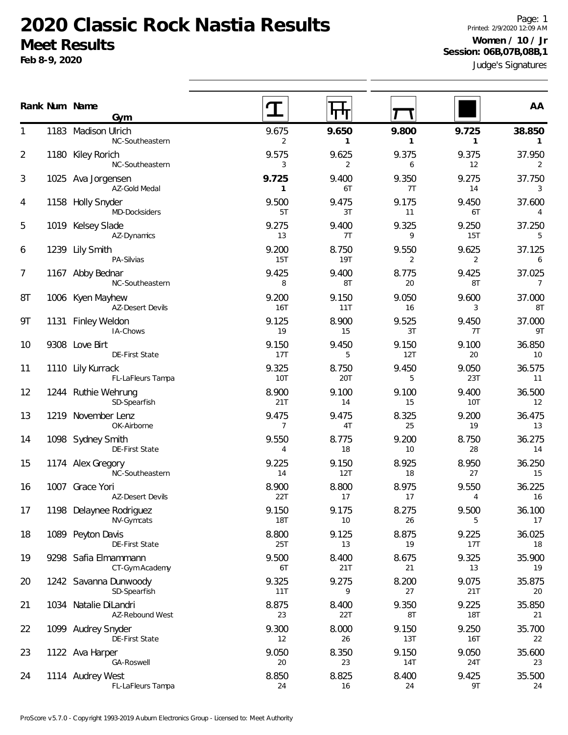# 2020 Classic Rock Nastia Results

## Meet Results

**Feb 8-9, 2020**

Printed: 2/9/2020 12:09 AM

**Women / 10 / Jr**
**Session: 06B,07B,08B,1**

Judge's Signatures

| Rank | Num | Name / Gym | Vault | Bars | Beam | Floor | AA |
|---|---|---|---|---|---|---|---|
| 1 | 1183 | Madison Ulrich<br>NC-Southeastern | 9.675<br>2 | **9.650**<br>**1** | **9.800**<br>**1** | **9.725**<br>**1** | **38.850**<br>**1** |
| 2 | 1180 | Kiley Rorich<br>NC-Southeastern | 9.575<br>3 | 9.625<br>2 | 9.375<br>6 | 9.375<br>12 | 37.950<br>2 |
| 3 | 1025 | Ava Jorgensen<br>AZ-Gold Medal | **9.725**<br>**1** | 9.400<br>6T | 9.350<br>7T | 9.275<br>14 | 37.750<br>3 |
| 4 | 1158 | Holly Snyder<br>MD-Docksiders | 9.500<br>5T | 9.475<br>3T | 9.175<br>11 | 9.450<br>6T | 37.600<br>4 |
| 5 | 1019 | Kelsey Slade<br>AZ-Dynamics | 9.275<br>13 | 9.400<br>7T | 9.325<br>9 | 9.250<br>15T | 37.250<br>5 |
| 6 | 1239 | Lily Smith<br>PA-Silvias | 9.200<br>15T | 8.750<br>19T | 9.550<br>2 | 9.625<br>2 | 37.125<br>6 |
| 7 | 1167 | Abby Bednar<br>NC-Southeastern | 9.425<br>8 | 9.400<br>8T | 8.775<br>20 | 9.425<br>8T | 37.025<br>7 |
| 8T | 1006 | Kyen Mayhew<br>AZ-Desert Devils | 9.200<br>16T | 9.150<br>11T | 9.050<br>16 | 9.600<br>3 | 37.000<br>8T |
| 9T | 1131 | Finley Weldon<br>IA-Chows | 9.125<br>19 | 8.900<br>15 | 9.525<br>3T | 9.450<br>7T | 37.000<br>9T |
| 10 | 9308 | Love Birt<br>DE-First State | 9.150<br>17T | 9.450<br>5 | 9.150<br>12T | 9.100<br>20 | 36.850<br>10 |
| 11 | 1110 | Lily Kurrack<br>FL-LaFleurs Tampa | 9.325<br>10T | 8.750<br>20T | 9.450<br>5 | 9.050<br>23T | 36.575<br>11 |
| 12 | 1244 | Ruthie Wehrung<br>SD-Spearfish | 8.900<br>21T | 9.100<br>14 | 9.100<br>15 | 9.400<br>10T | 36.500<br>12 |
| 13 | 1219 | November Lenz<br>OK-Airborne | 9.475<br>7 | 9.475<br>4T | 8.325<br>25 | 9.200<br>19 | 36.475<br>13 |
| 14 | 1098 | Sydney Smith<br>DE-First State | 9.550<br>4 | 8.775<br>18 | 9.200<br>10 | 8.750<br>28 | 36.275<br>14 |
| 15 | 1174 | Alex Gregory<br>NC-Southeastern | 9.225<br>14 | 9.150<br>12T | 8.925<br>18 | 8.950<br>27 | 36.250<br>15 |
| 16 | 1007 | Grace Yori<br>AZ-Desert Devils | 8.900<br>22T | 8.800<br>17 | 8.975<br>17 | 9.550<br>4 | 36.225<br>16 |
| 17 | 1198 | Delaynee Rodriguez<br>NV-Gymcats | 9.150<br>18T | 9.175<br>10 | 8.275<br>26 | 9.500<br>5 | 36.100<br>17 |
| 18 | 1089 | Peyton Davis<br>DE-First State | 8.800<br>25T | 9.125<br>13 | 8.875<br>19 | 9.225<br>17T | 36.025<br>18 |
| 19 | 9298 | Safia Elmammann<br>CT-Gym Academy | 9.500<br>6T | 8.400<br>21T | 8.675<br>21 | 9.325<br>13 | 35.900<br>19 |
| 20 | 1242 | Savanna Dunwoody<br>SD-Spearfish | 9.325<br>11T | 9.275<br>9 | 8.200<br>27 | 9.075<br>21T | 35.875<br>20 |
| 21 | 1034 | Natalie DiLandri<br>AZ-Rebound West | 8.875<br>23 | 8.400<br>22T | 9.350<br>8T | 9.225<br>18T | 35.850<br>21 |
| 22 | 1099 | Audrey Snyder<br>DE-First State | 9.300<br>12 | 8.000<br>26 | 9.150<br>13T | 9.250<br>16T | 35.700<br>22 |
| 23 | 1122 | Ava Harper<br>GA-Roswell | 9.050<br>20 | 8.350<br>23 | 9.150<br>14T | 9.050<br>24T | 35.600<br>23 |
| 24 | 1114 | Audrey West<br>FL-LaFleurs Tampa | 8.850<br>24 | 8.825<br>16 | 8.400<br>24 | 9.425<br>9T | 35.500<br>24 |

ProScore v5.7.0 - Copyright 1993-2019 Auburn Electronics Group - Licensed to: Meet Authority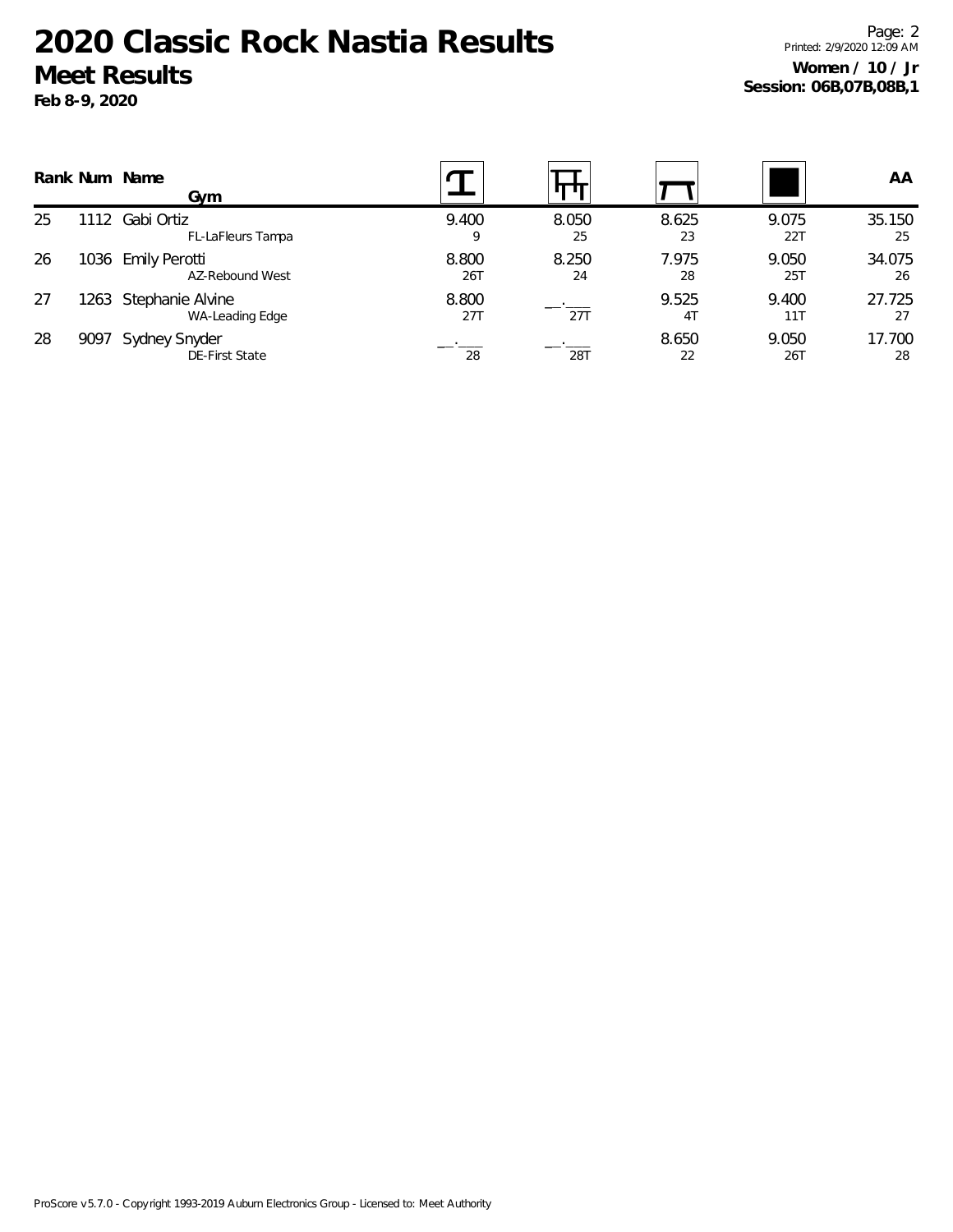# 2020 Classic Rock Nastia Results

## Meet Results

**Feb 8-9, 2020**

Printed: 2/9/2020 12:09 AM

**Women / 10 / Jr**
**Session: 06B,07B,08B,1**

| Rank | Num | Name / Gym | Vault | Bars | Beam | Floor | AA |
|---|---|---|---|---|---|---|---|
| 25 | 1112 | Gabi Ortiz<br>FL-LaFleurs Tampa | 9.400<br>9 | 8.050<br>25 | 8.625<br>23 | 9.075<br>22T | 35.150<br>25 |
| 26 | 1036 | Emily Perotti<br>AZ-Rebound West | 8.800<br>26T | 8.250<br>24 | 7.975<br>28 | 9.050<br>25T | 34.075<br>26 |
| 27 | 1263 | Stephanie Alvine<br>WA-Leading Edge | 8.800<br>27T | __.___<br>27T | 9.525<br>4T | 9.400<br>11T | 27.725<br>27 |
| 28 | 9097 | Sydney Snyder<br>DE-First State | __.___<br>28 | __.___<br>28T | 8.650<br>22 | 9.050<br>26T | 17.700<br>28 |

ProScore v5.7.0 - Copyright 1993-2019 Auburn Electronics Group - Licensed to: Meet Authority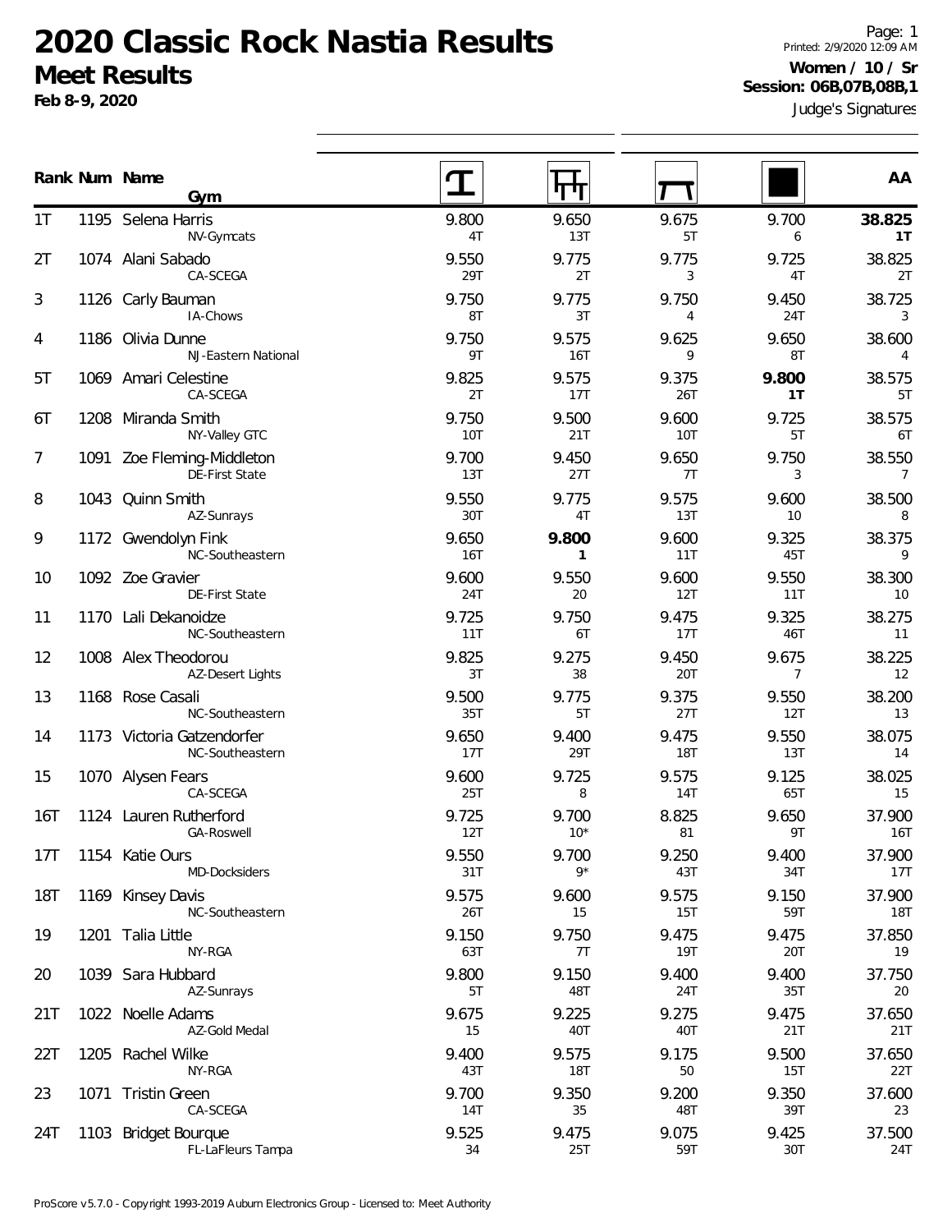# 2020 Classic Rock Nastia Results

## Meet Results

**Feb 8-9, 2020**

Printed: 2/9/2020 12:09 AM

**Women / 10 / Sr**

**Session: 06B,07B,08B,1**

Judge's Signatures

| Rank | Num | Name / Gym | Vault | Bars | Beam | Floor | AA |
|---|---|---|---|---|---|---|---|
| 1T | 1195 | Selena Harris<br>NV-Gymcats | 9.800<br>4T | 9.650<br>13T | 9.675<br>5T | 9.700<br>6 | **38.825**<br>**1T** |
| 2T | 1074 | Alani Sabado<br>CA-SCEGA | 9.550<br>29T | 9.775<br>2T | 9.775<br>3 | 9.725<br>4T | 38.825<br>2T |
| 3 | 1126 | Carly Bauman<br>IA-Chows | 9.750<br>8T | 9.775<br>3T | 9.750<br>4 | 9.450<br>24T | 38.725<br>3 |
| 4 | 1186 | Olivia Dunne<br>NJ-Eastern National | 9.750<br>9T | 9.575<br>16T | 9.625<br>9 | 9.650<br>8T | 38.600<br>4 |
| 5T | 1069 | Amari Celestine<br>CA-SCEGA | 9.825<br>2T | 9.575<br>17T | 9.375<br>26T | **9.800**<br>**1T** | 38.575<br>5T |
| 6T | 1208 | Miranda Smith<br>NY-Valley GTC | 9.750<br>10T | 9.500<br>21T | 9.600<br>10T | 9.725<br>5T | 38.575<br>6T |
| 7 | 1091 | Zoe Fleming-Middleton<br>DE-First State | 9.700<br>13T | 9.450<br>27T | 9.650<br>7T | 9.750<br>3 | 38.550<br>7 |
| 8 | 1043 | Quinn Smith<br>AZ-Sunrays | 9.550<br>30T | 9.775<br>4T | 9.575<br>13T | 9.600<br>10 | 38.500<br>8 |
| 9 | 1172 | Gwendolyn Fink<br>NC-Southeastern | 9.650<br>16T | **9.800**<br>**1** | 9.600<br>11T | 9.325<br>45T | 38.375<br>9 |
| 10 | 1092 | Zoe Gravier<br>DE-First State | 9.600<br>24T | 9.550<br>20 | 9.600<br>12T | 9.550<br>11T | 38.300<br>10 |
| 11 | 1170 | Lali Dekanoidze<br>NC-Southeastern | 9.725<br>11T | 9.750<br>6T | 9.475<br>17T | 9.325<br>46T | 38.275<br>11 |
| 12 | 1008 | Alex Theodorou<br>AZ-Desert Lights | 9.825<br>3T | 9.275<br>38 | 9.450<br>20T | 9.675<br>7 | 38.225<br>12 |
| 13 | 1168 | Rose Casali<br>NC-Southeastern | 9.500<br>35T | 9.775<br>5T | 9.375<br>27T | 9.550<br>12T | 38.200<br>13 |
| 14 | 1173 | Victoria Gatzendorfer<br>NC-Southeastern | 9.650<br>17T | 9.400<br>29T | 9.475<br>18T | 9.550<br>13T | 38.075<br>14 |
| 15 | 1070 | Alysen Fears<br>CA-SCEGA | 9.600<br>25T | 9.725<br>8 | 9.575<br>14T | 9.125<br>65T | 38.025<br>15 |
| 16T | 1124 | Lauren Rutherford<br>GA-Roswell | 9.725<br>12T | 9.700<br>10* | 8.825<br>81 | 9.650<br>9T | 37.900<br>16T |
| 17T | 1154 | Katie Ours<br>MD-Docksiders | 9.550<br>31T | 9.700<br>9* | 9.250<br>43T | 9.400<br>34T | 37.900<br>17T |
| 18T | 1169 | Kinsey Davis<br>NC-Southeastern | 9.575<br>26T | 9.600<br>15 | 9.575<br>15T | 9.150<br>59T | 37.900<br>18T |
| 19 | 1201 | Talia Little<br>NY-RGA | 9.150<br>63T | 9.750<br>7T | 9.475<br>19T | 9.475<br>20T | 37.850<br>19 |
| 20 | 1039 | Sara Hubbard<br>AZ-Sunrays | 9.800<br>5T | 9.150<br>48T | 9.400<br>24T | 9.400<br>35T | 37.750<br>20 |
| 21T | 1022 | Noelle Adams<br>AZ-Gold Medal | 9.675<br>15 | 9.225<br>40T | 9.275<br>40T | 9.475<br>21T | 37.650<br>21T |
| 22T | 1205 | Rachel Wilke<br>NY-RGA | 9.400<br>43T | 9.575<br>18T | 9.175<br>50 | 9.500<br>15T | 37.650<br>22T |
| 23 | 1071 | Tristin Green<br>CA-SCEGA | 9.700<br>14T | 9.350<br>35 | 9.200<br>48T | 9.350<br>39T | 37.600<br>23 |
| 24T | 1103 | Bridget Bourque<br>FL-LaFleurs Tampa | 9.525<br>34 | 9.475<br>25T | 9.075<br>59T | 9.425<br>30T | 37.500<br>24T |

ProScore v5.7.0 - Copyright 1993-2019 Auburn Electronics Group - Licensed to: Meet Authority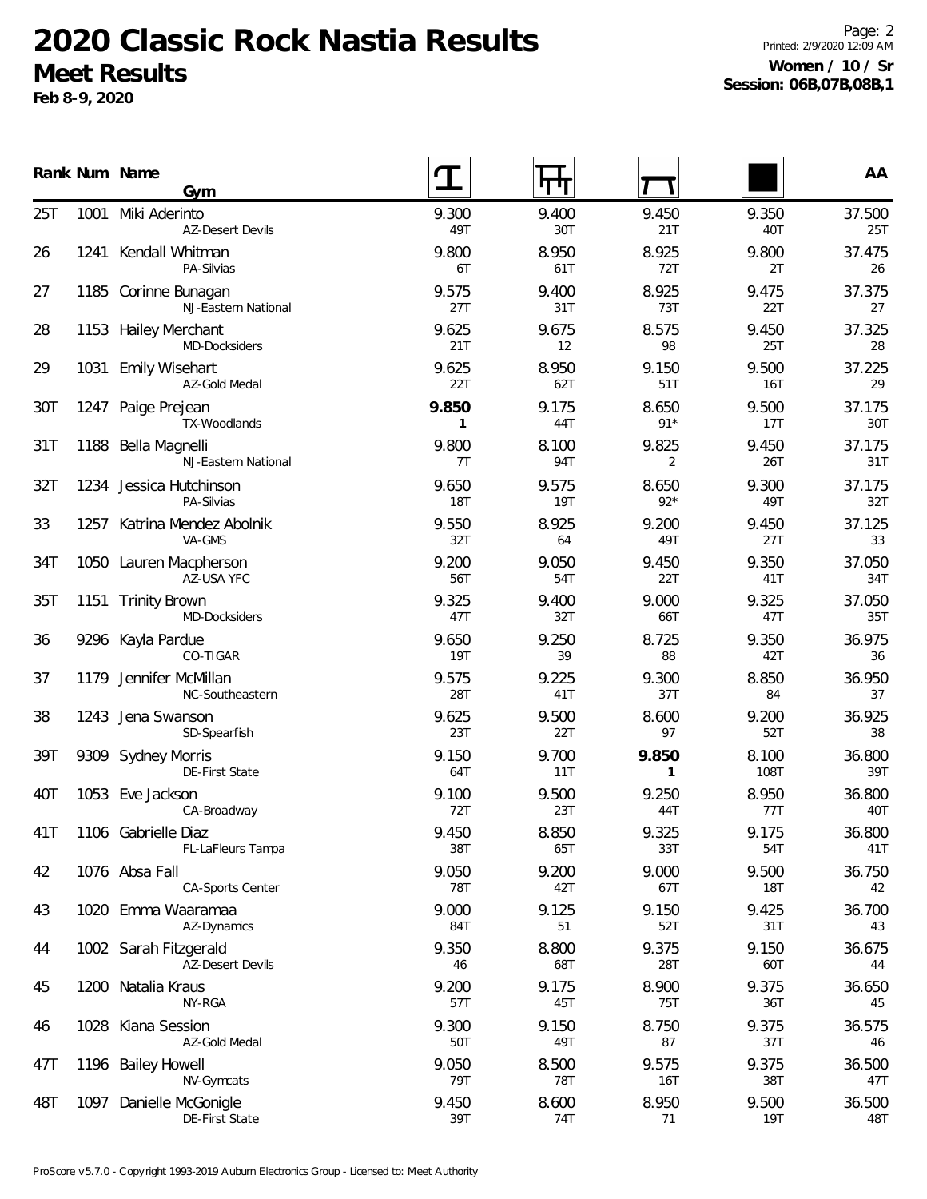# 2020 Classic Rock Nastia Results

## Meet Results

**Feb 8-9, 2020**

**Women / 10 / Sr**
**Session: 06B,07B,08B,1**

| Rank | Num | Name / Gym | Vault | Bars | Beam | Floor | AA |
|---|---|---|---|---|---|---|---|
| 25T | 1001 | Miki Aderinto<br>AZ-Desert Devils | 9.300<br>49T | 9.400<br>30T | 9.450<br>21T | 9.350<br>40T | 37.500<br>25T |
| 26 | 1241 | Kendall Whitman<br>PA-Silvias | 9.800<br>6T | 8.950<br>61T | 8.925<br>72T | 9.800<br>2T | 37.475<br>26 |
| 27 | 1185 | Corinne Bunagan<br>NJ-Eastern National | 9.575<br>27T | 9.400<br>31T | 8.925<br>73T | 9.475<br>22T | 37.375<br>27 |
| 28 | 1153 | Hailey Merchant<br>MD-Docksiders | 9.625<br>21T | 9.675<br>12 | 8.575<br>98 | 9.450<br>25T | 37.325<br>28 |
| 29 | 1031 | Emily Wisehart<br>AZ-Gold Medal | 9.625<br>22T | 8.950<br>62T | 9.150<br>51T | 9.500<br>16T | 37.225<br>29 |
| 30T | 1247 | Paige Prejean<br>TX-Woodlands | **9.850**<br>**1** | 9.175<br>44T | 8.650<br>91* | 9.500<br>17T | 37.175<br>30T |
| 31T | 1188 | Bella Magnelli<br>NJ-Eastern National | 9.800<br>7T | 8.100<br>94T | 9.825<br>2 | 9.450<br>26T | 37.175<br>31T |
| 32T | 1234 | Jessica Hutchinson<br>PA-Silvias | 9.650<br>18T | 9.575<br>19T | 8.650<br>92* | 9.300<br>49T | 37.175<br>32T |
| 33 | 1257 | Katrina Mendez Abolnik<br>VA-GMS | 9.550<br>32T | 8.925<br>64 | 9.200<br>49T | 9.450<br>27T | 37.125<br>33 |
| 34T | 1050 | Lauren Macpherson<br>AZ-USA YFC | 9.200<br>56T | 9.050<br>54T | 9.450<br>22T | 9.350<br>41T | 37.050<br>34T |
| 35T | 1151 | Trinity Brown<br>MD-Docksiders | 9.325<br>47T | 9.400<br>32T | 9.000<br>66T | 9.325<br>47T | 37.050<br>35T |
| 36 | 9296 | Kayla Pardue<br>CO-TIGAR | 9.650<br>19T | 9.250<br>39 | 8.725<br>88 | 9.350<br>42T | 36.975<br>36 |
| 37 | 1179 | Jennifer McMillan<br>NC-Southeastern | 9.575<br>28T | 9.225<br>41T | 9.300<br>37T | 8.850<br>84 | 36.950<br>37 |
| 38 | 1243 | Jena Swanson<br>SD-Spearfish | 9.625<br>23T | 9.500<br>22T | 8.600<br>97 | 9.200<br>52T | 36.925<br>38 |
| 39T | 9309 | Sydney Morris<br>DE-First State | 9.150<br>64T | 9.700<br>11T | **9.850**<br>**1** | 8.100<br>108T | 36.800<br>39T |
| 40T | 1053 | Eve Jackson<br>CA-Broadway | 9.100<br>72T | 9.500<br>23T | 9.250<br>44T | 8.950<br>77T | 36.800<br>40T |
| 41T | 1106 | Gabrielle Diaz<br>FL-LaFleurs Tampa | 9.450<br>38T | 8.850<br>65T | 9.325<br>33T | 9.175<br>54T | 36.800<br>41T |
| 42 | 1076 | Absa Fall<br>CA-Sports Center | 9.050<br>78T | 9.200<br>42T | 9.000<br>67T | 9.500<br>18T | 36.750<br>42 |
| 43 | 1020 | Emma Waaramaa<br>AZ-Dynamics | 9.000<br>84T | 9.125<br>51 | 9.150<br>52T | 9.425<br>31T | 36.700<br>43 |
| 44 | 1002 | Sarah Fitzgerald<br>AZ-Desert Devils | 9.350<br>46 | 8.800<br>68T | 9.375<br>28T | 9.150<br>60T | 36.675<br>44 |
| 45 | 1200 | Natalia Kraus<br>NY-RGA | 9.200<br>57T | 9.175<br>45T | 8.900<br>75T | 9.375<br>36T | 36.650<br>45 |
| 46 | 1028 | Kiana Session<br>AZ-Gold Medal | 9.300<br>50T | 9.150<br>49T | 8.750<br>87 | 9.375<br>37T | 36.575<br>46 |
| 47T | 1196 | Bailey Howell<br>NV-Gymcats | 9.050<br>79T | 8.500<br>78T | 9.575<br>16T | 9.375<br>38T | 36.500<br>47T |
| 48T | 1097 | Danielle McGonigle<br>DE-First State | 9.450<br>39T | 8.600<br>74T | 8.950<br>71 | 9.500<br>19T | 36.500<br>48T |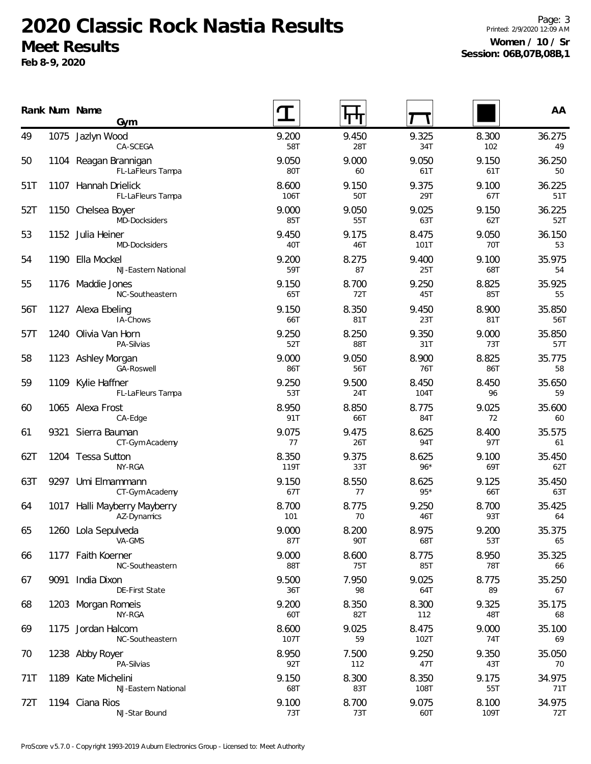# 2020 Classic Rock Nastia Results

## Meet Results

**Feb 8-9, 2020**

Printed: 2/9/2020 12:09 AM

**Women / 10 / Sr**
**Session: 06B,07B,08B,1**

| Rank | Num | Name / Gym | Vault | Bars | Beam | Floor | AA |
|---|---|---|---|---|---|---|---|
| 49 | 1075 | Jazlyn Wood<br>CA-SCEGA | 9.200<br>58T | 9.450<br>28T | 9.325<br>34T | 8.300<br>102 | 36.275<br>49 |
| 50 | 1104 | Reagan Brannigan<br>FL-LaFleurs Tampa | 9.050<br>80T | 9.000<br>60 | 9.050<br>61T | 9.150<br>61T | 36.250<br>50 |
| 51T | 1107 | Hannah Drielick<br>FL-LaFleurs Tampa | 8.600<br>106T | 9.150<br>50T | 9.375<br>29T | 9.100<br>67T | 36.225<br>51T |
| 52T | 1150 | Chelsea Boyer<br>MD-Docksiders | 9.000<br>85T | 9.050<br>55T | 9.025<br>63T | 9.150<br>62T | 36.225<br>52T |
| 53 | 1152 | Julia Heiner<br>MD-Docksiders | 9.450<br>40T | 9.175<br>46T | 8.475<br>101T | 9.050<br>70T | 36.150<br>53 |
| 54 | 1190 | Ella Mockel<br>NJ-Eastern National | 9.200<br>59T | 8.275<br>87 | 9.400<br>25T | 9.100<br>68T | 35.975<br>54 |
| 55 | 1176 | Maddie Jones<br>NC-Southeastern | 9.150<br>65T | 8.700<br>72T | 9.250<br>45T | 8.825<br>85T | 35.925<br>55 |
| 56T | 1127 | Alexa Ebeling<br>IA-Chows | 9.150<br>66T | 8.350<br>81T | 9.450<br>23T | 8.900<br>81T | 35.850<br>56T |
| 57T | 1240 | Olivia Van Horn<br>PA-Silvias | 9.250<br>52T | 8.250<br>88T | 9.350<br>31T | 9.000<br>73T | 35.850<br>57T |
| 58 | 1123 | Ashley Morgan<br>GA-Roswell | 9.000<br>86T | 9.050<br>56T | 8.900<br>76T | 8.825<br>86T | 35.775<br>58 |
| 59 | 1109 | Kylie Haffner<br>FL-LaFleurs Tampa | 9.250<br>53T | 9.500<br>24T | 8.450<br>104T | 8.450<br>96 | 35.650<br>59 |
| 60 | 1065 | Alexa Frost<br>CA-Edge | 8.950<br>91T | 8.850<br>66T | 8.775<br>84T | 9.025<br>72 | 35.600<br>60 |
| 61 | 9321 | Sierra Bauman<br>CT-Gym Academy | 9.075<br>77 | 9.475<br>26T | 8.625<br>94T | 8.400<br>97T | 35.575<br>61 |
| 62T | 1204 | Tessa Sutton<br>NY-RGA | 8.350<br>119T | 9.375<br>33T | 8.625<br>96* | 9.100<br>69T | 35.450<br>62T |
| 63T | 9297 | Umi Elmammann<br>CT-Gym Academy | 9.150<br>67T | 8.550<br>77 | 8.625<br>95* | 9.125<br>66T | 35.450<br>63T |
| 64 | 1017 | Halli Mayberry Mayberry<br>AZ-Dynamics | 8.700<br>101 | 8.775<br>70 | 9.250<br>46T | 8.700<br>93T | 35.425<br>64 |
| 65 | 1260 | Lola Sepulveda<br>VA-GMS | 9.000<br>87T | 8.200<br>90T | 8.975<br>68T | 9.200<br>53T | 35.375<br>65 |
| 66 | 1177 | Faith Koerner<br>NC-Southeastern | 9.000<br>88T | 8.600<br>75T | 8.775<br>85T | 8.950<br>78T | 35.325<br>66 |
| 67 | 9091 | India Dixon<br>DE-First State | 9.500<br>36T | 7.950<br>98 | 9.025<br>64T | 8.775<br>89 | 35.250<br>67 |
| 68 | 1203 | Morgan Romeis<br>NY-RGA | 9.200<br>60T | 8.350<br>82T | 8.300<br>112 | 9.325<br>48T | 35.175<br>68 |
| 69 | 1175 | Jordan Halcom<br>NC-Southeastern | 8.600<br>107T | 9.025<br>59 | 8.475<br>102T | 9.000<br>74T | 35.100<br>69 |
| 70 | 1238 | Abby Royer<br>PA-Silvias | 8.950<br>92T | 7.500<br>112 | 9.250<br>47T | 9.350<br>43T | 35.050<br>70 |
| 71T | 1189 | Kate Michelini<br>NJ-Eastern National | 9.150<br>68T | 8.300<br>83T | 8.350<br>108T | 9.175<br>55T | 34.975<br>71T |
| 72T | 1194 | Ciana Rios<br>NJ-Star Bound | 9.100<br>73T | 8.700<br>73T | 9.075<br>60T | 8.100<br>109T | 34.975<br>72T |

ProScore v5.7.0 - Copyright 1993-2019 Auburn Electronics Group - Licensed to: Meet Authority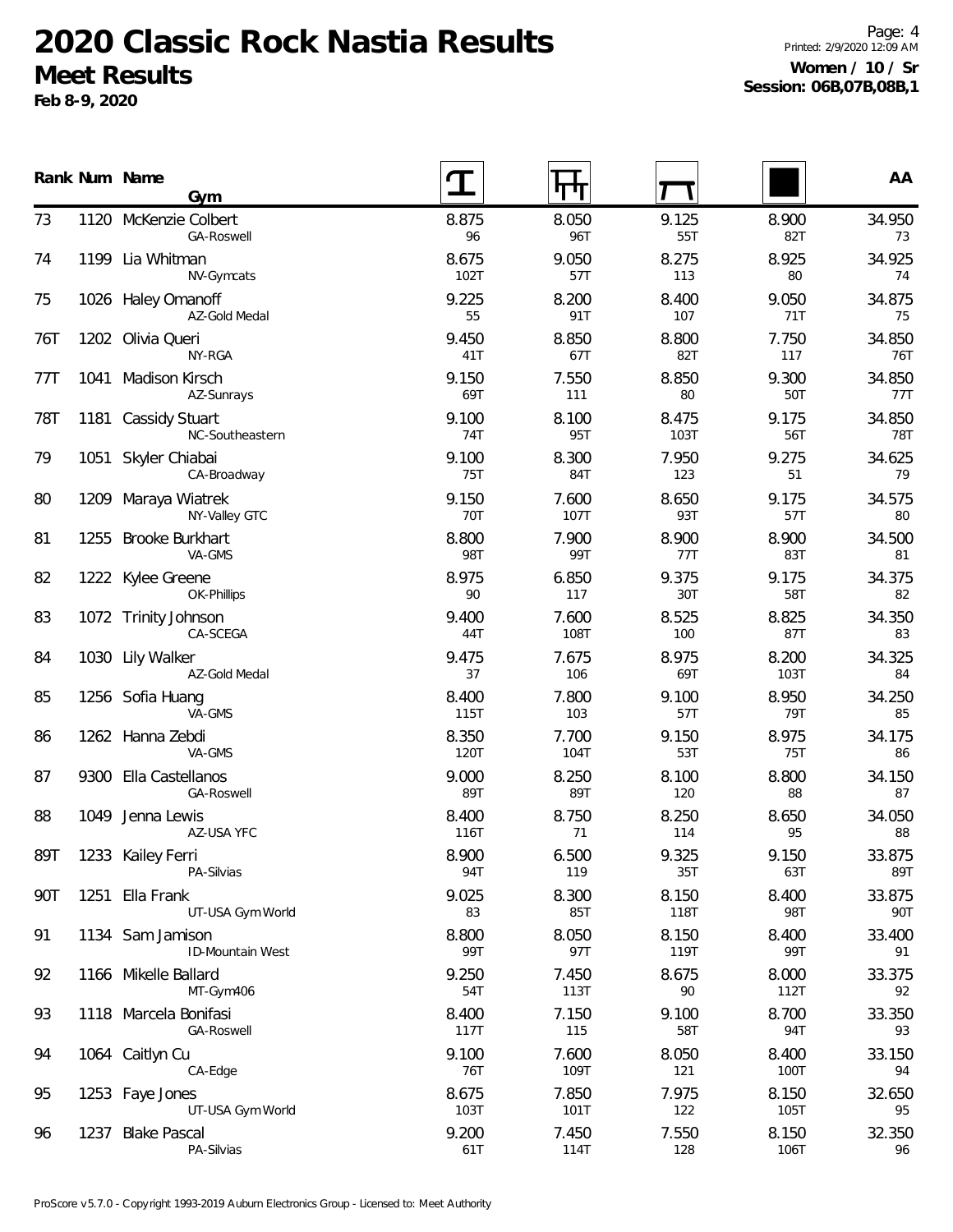# 2020 Classic Rock Nastia Results

## Meet Results

**Feb 8-9, 2020**

Printed: 2/9/2020 12:09 AM

**Women / 10 / Sr**
**Session: 06B,07B,08B,1**

| Rank | Num | Name / Gym | Vault | Bars | Beam | Floor | AA |
|---|---|---|---|---|---|---|---|
| 73 | 1120 | McKenzie Colbert<br>GA-Roswell | 8.875<br>96 | 8.050<br>96T | 9.125<br>55T | 8.900<br>82T | 34.950<br>73 |
| 74 | 1199 | Lia Whitman<br>NV-Gymcats | 8.675<br>102T | 9.050<br>57T | 8.275<br>113 | 8.925<br>80 | 34.925<br>74 |
| 75 | 1026 | Haley Omanoff<br>AZ-Gold Medal | 9.225<br>55 | 8.200<br>91T | 8.400<br>107 | 9.050<br>71T | 34.875<br>75 |
| 76T | 1202 | Olivia Queri<br>NY-RGA | 9.450<br>41T | 8.850<br>67T | 8.800<br>82T | 7.750<br>117 | 34.850<br>76T |
| 77T | 1041 | Madison Kirsch<br>AZ-Sunrays | 9.150<br>69T | 7.550<br>111 | 8.850<br>80 | 9.300<br>50T | 34.850<br>77T |
| 78T | 1181 | Cassidy Stuart<br>NC-Southeastern | 9.100<br>74T | 8.100<br>95T | 8.475<br>103T | 9.175<br>56T | 34.850<br>78T |
| 79 | 1051 | Skyler Chiabai<br>CA-Broadway | 9.100<br>75T | 8.300<br>84T | 7.950<br>123 | 9.275<br>51 | 34.625<br>79 |
| 80 | 1209 | Maraya Wiatrek<br>NY-Valley GTC | 9.150<br>70T | 7.600<br>107T | 8.650<br>93T | 9.175<br>57T | 34.575<br>80 |
| 81 | 1255 | Brooke Burkhart<br>VA-GMS | 8.800<br>98T | 7.900<br>99T | 8.900<br>77T | 8.900<br>83T | 34.500<br>81 |
| 82 | 1222 | Kylee Greene<br>OK-Phillips | 8.975<br>90 | 6.850<br>117 | 9.375<br>30T | 9.175<br>58T | 34.375<br>82 |
| 83 | 1072 | Trinity Johnson<br>CA-SCEGA | 9.400<br>44T | 7.600<br>108T | 8.525<br>100 | 8.825<br>87T | 34.350<br>83 |
| 84 | 1030 | Lily Walker<br>AZ-Gold Medal | 9.475<br>37 | 7.675<br>106 | 8.975<br>69T | 8.200<br>103T | 34.325<br>84 |
| 85 | 1256 | Sofia Huang<br>VA-GMS | 8.400<br>115T | 7.800<br>103 | 9.100<br>57T | 8.950<br>79T | 34.250<br>85 |
| 86 | 1262 | Hanna Zebdi<br>VA-GMS | 8.350<br>120T | 7.700<br>104T | 9.150<br>53T | 8.975<br>75T | 34.175<br>86 |
| 87 | 9300 | Ella Castellanos<br>GA-Roswell | 9.000<br>89T | 8.250<br>89T | 8.100<br>120 | 8.800<br>88 | 34.150<br>87 |
| 88 | 1049 | Jenna Lewis<br>AZ-USA YFC | 8.400<br>116T | 8.750<br>71 | 8.250<br>114 | 8.650<br>95 | 34.050<br>88 |
| 89T | 1233 | Kailey Ferri<br>PA-Silvias | 8.900<br>94T | 6.500<br>119 | 9.325<br>35T | 9.150<br>63T | 33.875<br>89T |
| 90T | 1251 | Ella Frank<br>UT-USA Gym World | 9.025<br>83 | 8.300<br>85T | 8.150<br>118T | 8.400<br>98T | 33.875<br>90T |
| 91 | 1134 | Sam Jamison<br>ID-Mountain West | 8.800<br>99T | 8.050<br>97T | 8.150<br>119T | 8.400<br>99T | 33.400<br>91 |
| 92 | 1166 | Mikelle Ballard<br>MT-Gym406 | 9.250<br>54T | 7.450<br>113T | 8.675<br>90 | 8.000<br>112T | 33.375<br>92 |
| 93 | 1118 | Marcela Bonifasi<br>GA-Roswell | 8.400<br>117T | 7.150<br>115 | 9.100<br>58T | 8.700<br>94T | 33.350<br>93 |
| 94 | 1064 | Caitlyn Cu<br>CA-Edge | 9.100<br>76T | 7.600<br>109T | 8.050<br>121 | 8.400<br>100T | 33.150<br>94 |
| 95 | 1253 | Faye Jones<br>UT-USA Gym World | 8.675<br>103T | 7.850<br>101T | 7.975<br>122 | 8.150<br>105T | 32.650<br>95 |
| 96 | 1237 | Blake Pascal<br>PA-Silvias | 9.200<br>61T | 7.450<br>114T | 7.550<br>128 | 8.150<br>106T | 32.350<br>96 |

ProScore v5.7.0 - Copyright 1993-2019 Auburn Electronics Group - Licensed to: Meet Authority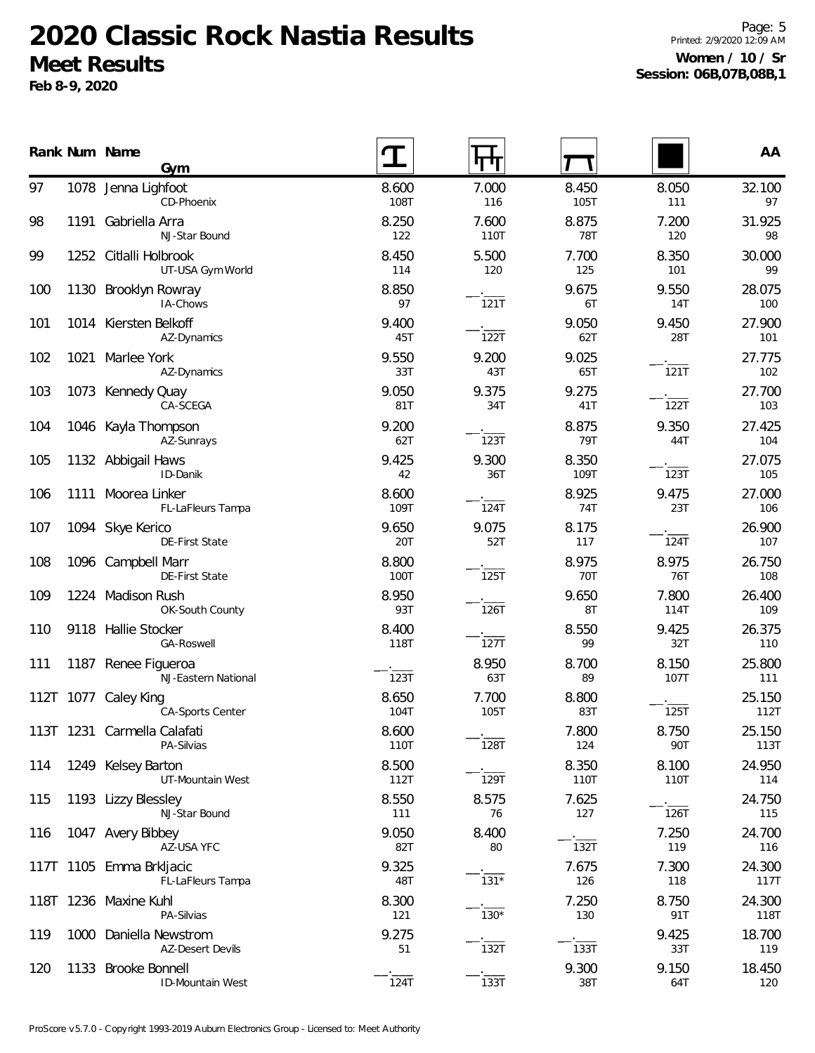# 2020 Classic Rock Nastia Results

## Meet Results

**Feb 8-9, 2020**

Printed: 2/9/2020 12:09 AM

**Women / 10 / Sr**
**Session: 06B,07B,08B,1**

| Rank | Num | Name / Gym | Vault | Bars | Beam | Floor | AA |
|---|---|---|---|---|---|---|---|
| 97 | 1078 | Jenna Lighfoot<br>CD-Phoenix | 8.600<br>108T | 7.000<br>116 | 8.450<br>105T | 8.050<br>111 | 32.100<br>97 |
| 98 | 1191 | Gabriella Arra<br>NJ-Star Bound | 8.250<br>122 | 7.600<br>110T | 8.875<br>78T | 7.200<br>120 | 31.925<br>98 |
| 99 | 1252 | Citlalli Holbrook<br>UT-USA Gym World | 8.450<br>114 | 5.500<br>120 | 7.700<br>125 | 8.350<br>101 | 30.000<br>99 |
| 100 | 1130 | Brooklyn Rowray<br>IA-Chows | 8.850<br>97 | __.___<br>121T | 9.675<br>6T | 9.550<br>14T | 28.075<br>100 |
| 101 | 1014 | Kiersten Belkoff<br>AZ-Dynamics | 9.400<br>45T | __.___<br>122T | 9.050<br>62T | 9.450<br>28T | 27.900<br>101 |
| 102 | 1021 | Marlee York<br>AZ-Dynamics | 9.550<br>33T | 9.200<br>43T | 9.025<br>65T | __.___<br>121T | 27.775<br>102 |
| 103 | 1073 | Kennedy Quay<br>CA-SCEGA | 9.050<br>81T | 9.375<br>34T | 9.275<br>41T | __.___<br>122T | 27.700<br>103 |
| 104 | 1046 | Kayla Thompson<br>AZ-Sunrays | 9.200<br>62T | __.___<br>123T | 8.875<br>79T | 9.350<br>44T | 27.425<br>104 |
| 105 | 1132 | Abbigail Haws<br>ID-Danik | 9.425<br>42 | 9.300<br>36T | 8.350<br>109T | __.___<br>123T | 27.075<br>105 |
| 106 | 1111 | Moorea Linker<br>FL-LaFleurs Tampa | 8.600<br>109T | __.___<br>124T | 8.925<br>74T | 9.475<br>23T | 27.000<br>106 |
| 107 | 1094 | Skye Kerico<br>DE-First State | 9.650<br>20T | 9.075<br>52T | 8.175<br>117 | __.___<br>124T | 26.900<br>107 |
| 108 | 1096 | Campbell Marr<br>DE-First State | 8.800<br>100T | __.___<br>125T | 8.975<br>70T | 8.975<br>76T | 26.750<br>108 |
| 109 | 1224 | Madison Rush<br>OK-South County | 8.950<br>93T | __.___<br>126T | 9.650<br>8T | 7.800<br>114T | 26.400<br>109 |
| 110 | 9118 | Hallie Stocker<br>GA-Roswell | 8.400<br>118T | __.___<br>127T | 8.550<br>99 | 9.425<br>32T | 26.375<br>110 |
| 111 | 1187 | Renee Figueroa<br>NJ-Eastern National | __.___<br>123T | 8.950<br>63T | 8.700<br>89 | 8.150<br>107T | 25.800<br>111 |
| 112T | 1077 | Caley King<br>CA-Sports Center | 8.650<br>104T | 7.700<br>105T | 8.800<br>83T | __.___<br>125T | 25.150<br>112T |
| 113T | 1231 | Carmella Calafati<br>PA-Silvias | 8.600<br>110T | __.___<br>128T | 7.800<br>124 | 8.750<br>90T | 25.150<br>113T |
| 114 | 1249 | Kelsey Barton<br>UT-Mountain West | 8.500<br>112T | __.___<br>129T | 8.350<br>110T | 8.100<br>110T | 24.950<br>114 |
| 115 | 1193 | Lizzy Blessley<br>NJ-Star Bound | 8.550<br>111 | 8.575<br>76 | 7.625<br>127 | __.___<br>126T | 24.750<br>115 |
| 116 | 1047 | Avery Bibbey<br>AZ-USA YFC | 9.050<br>82T | 8.400<br>80 | __.___<br>132T | 7.250<br>119 | 24.700<br>116 |
| 117T | 1105 | Emma Brkljacic<br>FL-LaFleurs Tampa | 9.325<br>48T | __.___<br>131* | 7.675<br>126 | 7.300<br>118 | 24.300<br>117T |
| 118T | 1236 | Maxine Kuhl<br>PA-Silvias | 8.300<br>121 | __.___<br>130* | 7.250<br>130 | 8.750<br>91T | 24.300<br>118T |
| 119 | 1000 | Daniella Newstrom<br>AZ-Desert Devils | 9.275<br>51 | __.___<br>132T | __.___<br>133T | 9.425<br>33T | 18.700<br>119 |
| 120 | 1133 | Brooke Bonnell<br>ID-Mountain West | __.___<br>124T | __.___<br>133T | 9.300<br>38T | 9.150<br>64T | 18.450<br>120 |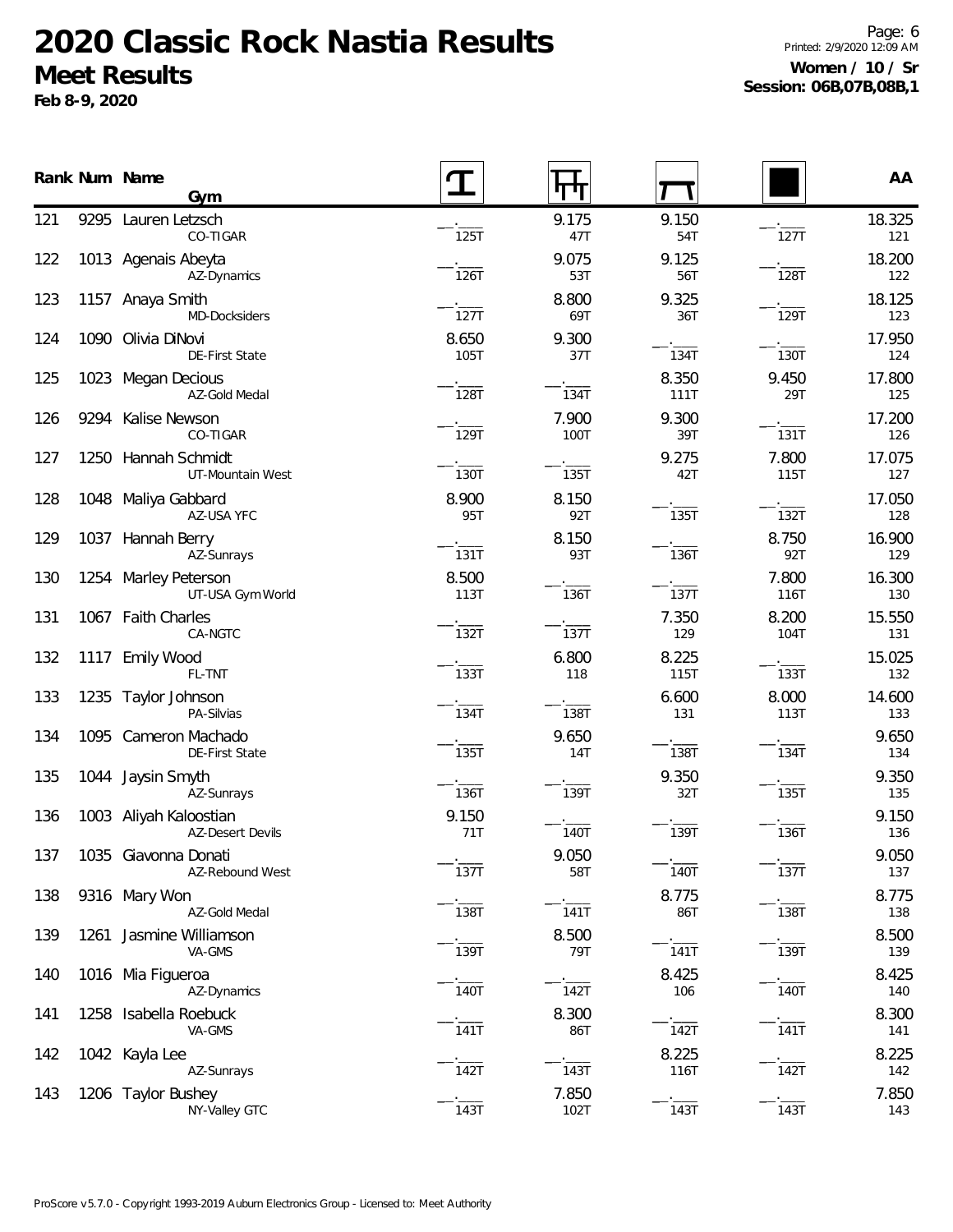# 2020 Classic Rock Nastia Results

## Meet Results

**Feb 8-9, 2020**

**Women / 10 / Sr**
**Session: 06B,07B,08B,1**

| Rank | Num | Name / Gym | Vault | Bars | Beam | Floor | AA |
|---|---|---|---|---|---|---|---|
| 121 | 9295 | Lauren Letzsch<br>CO-TIGAR | __.___<br>125T | 9.175<br>47T | 9.150<br>54T | __.___<br>127T | 18.325<br>121 |
| 122 | 1013 | Agenais Abeyta<br>AZ-Dynamics | __.___<br>126T | 9.075<br>53T | 9.125<br>56T | __.___<br>128T | 18.200<br>122 |
| 123 | 1157 | Anaya Smith<br>MD-Docksiders | __.___<br>127T | 8.800<br>69T | 9.325<br>36T | __.___<br>129T | 18.125<br>123 |
| 124 | 1090 | Olivia DiNovi<br>DE-First State | 8.650<br>105T | 9.300<br>37T | __.___<br>134T | __.___<br>130T | 17.950<br>124 |
| 125 | 1023 | Megan Decious<br>AZ-Gold Medal | __.___<br>128T | __.___<br>134T | 8.350<br>111T | 9.450<br>29T | 17.800<br>125 |
| 126 | 9294 | Kalise Newson<br>CO-TIGAR | __.___<br>129T | 7.900<br>100T | 9.300<br>39T | __.___<br>131T | 17.200<br>126 |
| 127 | 1250 | Hannah Schmidt<br>UT-Mountain West | __.___<br>130T | __.___<br>135T | 9.275<br>42T | 7.800<br>115T | 17.075<br>127 |
| 128 | 1048 | Maliya Gabbard<br>AZ-USA YFC | 8.900<br>95T | 8.150<br>92T | __.___<br>135T | __.___<br>132T | 17.050<br>128 |
| 129 | 1037 | Hannah Berry<br>AZ-Sunrays | __.___<br>131T | 8.150<br>93T | __.___<br>136T | 8.750<br>92T | 16.900<br>129 |
| 130 | 1254 | Marley Peterson<br>UT-USA Gym World | 8.500<br>113T | __.___<br>136T | __.___<br>137T | 7.800<br>116T | 16.300<br>130 |
| 131 | 1067 | Faith Charles<br>CA-NGTC | __.___<br>132T | __.___<br>137T | 7.350<br>129 | 8.200<br>104T | 15.550<br>131 |
| 132 | 1117 | Emily Wood<br>FL-TNT | __.___<br>133T | 6.800<br>118 | 8.225<br>115T | __.___<br>133T | 15.025<br>132 |
| 133 | 1235 | Taylor Johnson<br>PA-Silvias | __.___<br>134T | __.___<br>138T | 6.600<br>131 | 8.000<br>113T | 14.600<br>133 |
| 134 | 1095 | Cameron Machado<br>DE-First State | __.___<br>135T | 9.650<br>14T | __.___<br>138T | __.___<br>134T | 9.650<br>134 |
| 135 | 1044 | Jaysin Smyth<br>AZ-Sunrays | __.___<br>136T | __.___<br>139T | 9.350<br>32T | __.___<br>135T | 9.350<br>135 |
| 136 | 1003 | Aliyah Kaloostian<br>AZ-Desert Devils | 9.150<br>71T | __.___<br>140T | __.___<br>139T | __.___<br>136T | 9.150<br>136 |
| 137 | 1035 | Giavonna Donati<br>AZ-Rebound West | __.___<br>137T | 9.050<br>58T | __.___<br>140T | __.___<br>137T | 9.050<br>137 |
| 138 | 9316 | Mary Won<br>AZ-Gold Medal | __.___<br>138T | __.___<br>141T | 8.775<br>86T | __.___<br>138T | 8.775<br>138 |
| 139 | 1261 | Jasmine Williamson<br>VA-GMS | __.___<br>139T | 8.500<br>79T | __.___<br>141T | __.___<br>139T | 8.500<br>139 |
| 140 | 1016 | Mia Figueroa<br>AZ-Dynamics | __.___<br>140T | __.___<br>142T | 8.425<br>106 | __.___<br>140T | 8.425<br>140 |
| 141 | 1258 | Isabella Roebuck<br>VA-GMS | __.___<br>141T | 8.300<br>86T | __.___<br>142T | __.___<br>141T | 8.300<br>141 |
| 142 | 1042 | Kayla Lee<br>AZ-Sunrays | __.___<br>142T | __.___<br>143T | 8.225<br>116T | __.___<br>142T | 8.225<br>142 |
| 143 | 1206 | Taylor Bushey<br>NY-Valley GTC | __.___<br>143T | 7.850<br>102T | __.___<br>143T | __.___<br>143T | 7.850<br>143 |

ProScore v5.7.0 - Copyright 1993-2019 Auburn Electronics Group - Licensed to: Meet Authority